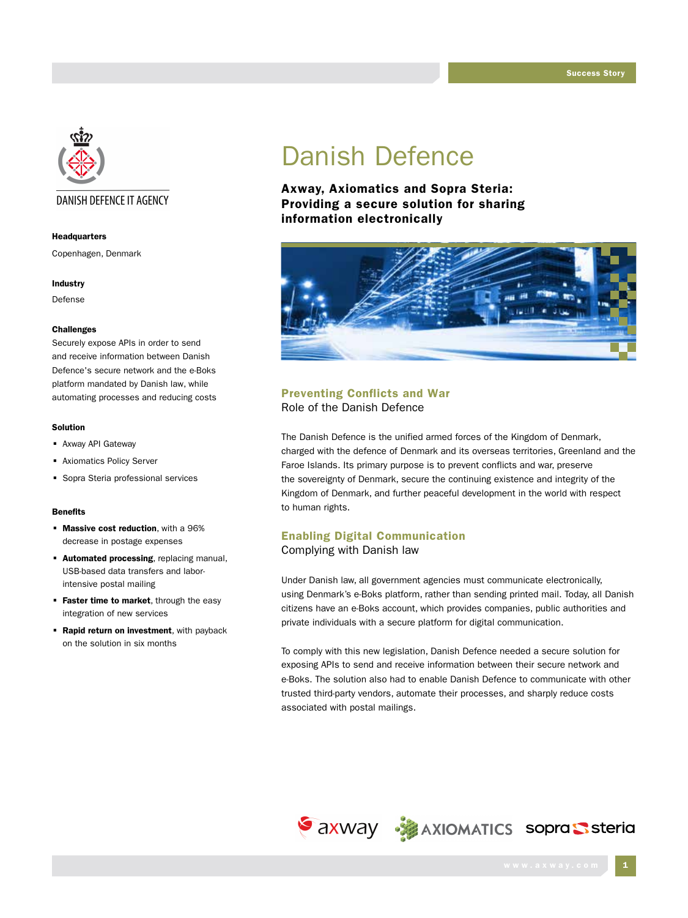DANISH DEFENCE IT AGENCY

# Danish Defence

**Axway, Axiomatics and Sopra Steria: Providing a secure solution for sharing information electronically**

**Headquarters**

Copenhagen, Denmark

**Industry**

Defense

**Challenges**

Securely expose APIs in order to send and receive information between Danish Defence's secure network and the e-Boks platform mandated by Danish law, while automating processes and reducing costs

**Solution**

- Axway API Gateway
- Axiomatics Policy Server
- Sopra Steria professional services

**Benefits**

- **Massive cost reduction**, with a 96% decrease in postage expenses
- **Automated processing**, replacing manual, USB-based data transfers and labor-intensive postal mailing
- **Faster time to market**, through the easy integration of new services
- **Rapid return on investment**, with payback on the solution in six months

## Preventing Conflicts and War

Role of the Danish Defence

The Danish Defence is the unified armed forces of the Kingdom of Denmark, charged with the defence of Denmark and its overseas territories, Greenland and the Faroe Islands. Its primary purpose is to prevent conflicts and war, preserve the sovereignty of Denmark, secure the continuing existence and integrity of the Kingdom of Denmark, and further peaceful development in the world with respect to human rights.

## Enabling Digital Communication

Complying with Danish law

Under Danish law, all government agencies must communicate electronically, using Denmark's e-Boks platform, rather than sending printed mail. Today, all Danish citizens have an e-Boks account, which provides companies, public authorities and private individuals with a secure platform for digital communication.

To comply with this new legislation, Danish Defence needed a secure solution for exposing APIs to send and receive information between their secure network and e-Boks. The solution also had to enable Danish Defence to communicate with other trusted third-party vendors, automate their processes, and sharply reduce costs associated with postal mailings.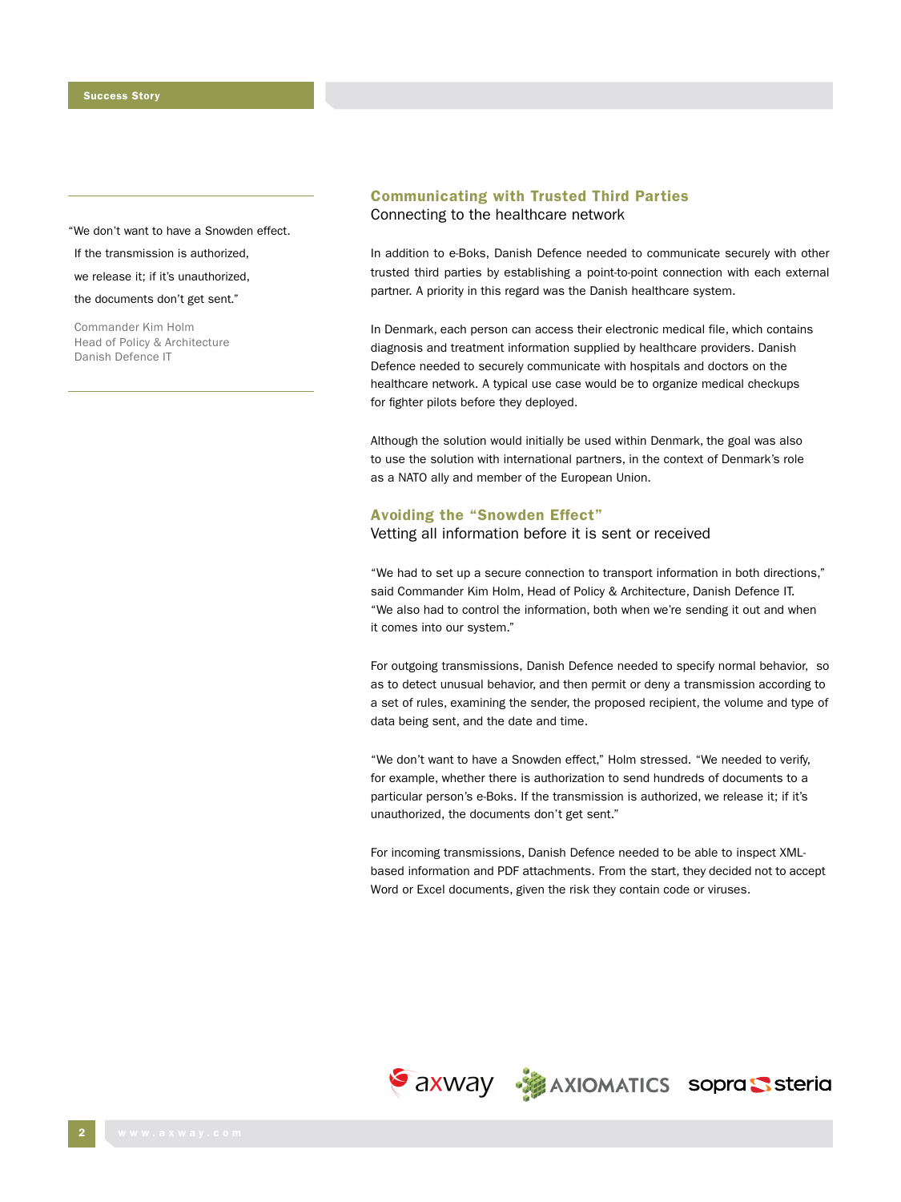> "We don't want to have a Snowden effect. If the transmission is authorized, we release it; if it's unauthorized, the documents don't get sent."
>
> Commander Kim Holm
> Head of Policy & Architecture
> Danish Defence IT

## Communicating with Trusted Third Parties

### Connecting to the healthcare network

In addition to e-Boks, Danish Defence needed to communicate securely with other trusted third parties by establishing a point-to-point connection with each external partner. A priority in this regard was the Danish healthcare system.

In Denmark, each person can access their electronic medical file, which contains diagnosis and treatment information supplied by healthcare providers. Danish Defence needed to securely communicate with hospitals and doctors on the healthcare network. A typical use case would be to organize medical checkups for fighter pilots before they deployed.

Although the solution would initially be used within Denmark, the goal was also to use the solution with international partners, in the context of Denmark's role as a NATO ally and member of the European Union.

## Avoiding the "Snowden Effect"

### Vetting all information before it is sent or received

"We had to set up a secure connection to transport information in both directions," said Commander Kim Holm, Head of Policy & Architecture, Danish Defence IT. "We also had to control the information, both when we're sending it out and when it comes into our system."

For outgoing transmissions, Danish Defence needed to specify normal behavior, so as to detect unusual behavior, and then permit or deny a transmission according to a set of rules, examining the sender, the proposed recipient, the volume and type of data being sent, and the date and time.

"We don't want to have a Snowden effect," Holm stressed. "We needed to verify, for example, whether there is authorization to send hundreds of documents to a particular person's e-Boks. If the transmission is authorized, we release it; if it's unauthorized, the documents don't get sent."

For incoming transmissions, Danish Defence needed to be able to inspect XML-based information and PDF attachments. From the start, they decided not to accept Word or Excel documents, given the risk they contain code or viruses.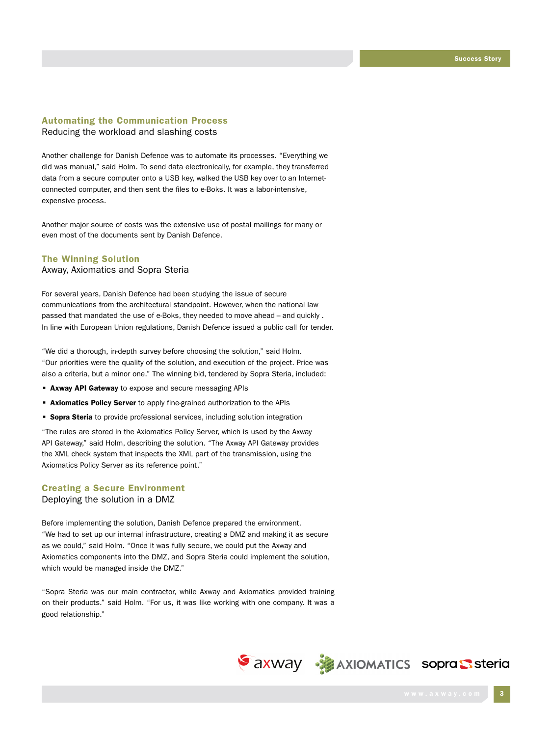## Automating the Communication Process

Reducing the workload and slashing costs

Another challenge for Danish Defence was to automate its processes. "Everything we did was manual," said Holm. To send data electronically, for example, they transferred data from a secure computer onto a USB key, walked the USB key over to an Internet-connected computer, and then sent the files to e-Boks. It was a labor-intensive, expensive process.

Another major source of costs was the extensive use of postal mailings for many or even most of the documents sent by Danish Defence.

## The Winning Solution

Axway, Axiomatics and Sopra Steria

For several years, Danish Defence had been studying the issue of secure communications from the architectural standpoint. However, when the national law passed that mandated the use of e-Boks, they needed to move ahead – and quickly . In line with European Union regulations, Danish Defence issued a public call for tender.

"We did a thorough, in-depth survey before choosing the solution," said Holm. "Our priorities were the quality of the solution, and execution of the project. Price was also a criteria, but a minor one." The winning bid, tendered by Sopra Steria, included:

- **Axway API Gateway** to expose and secure messaging APIs
- **Axiomatics Policy Server** to apply fine-grained authorization to the APIs
- **Sopra Steria** to provide professional services, including solution integration

"The rules are stored in the Axiomatics Policy Server, which is used by the Axway API Gateway," said Holm, describing the solution. "The Axway API Gateway provides the XML check system that inspects the XML part of the transmission, using the Axiomatics Policy Server as its reference point."

## Creating a Secure Environment

Deploying the solution in a DMZ

Before implementing the solution, Danish Defence prepared the environment. "We had to set up our internal infrastructure, creating a DMZ and making it as secure as we could," said Holm. "Once it was fully secure, we could put the Axway and Axiomatics components into the DMZ, and Sopra Steria could implement the solution, which would be managed inside the DMZ."

"Sopra Steria was our main contractor, while Axway and Axiomatics provided training on their products." said Holm. "For us, it was like working with one company. It was a good relationship."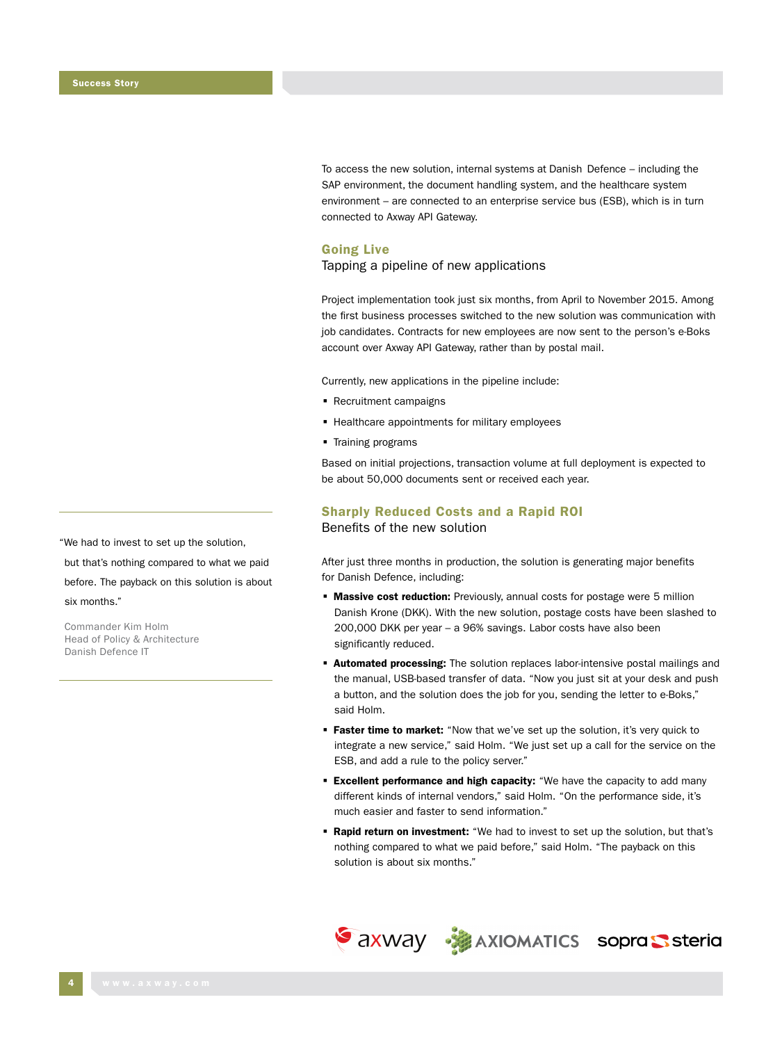To access the new solution, internal systems at Danish Defence – including the SAP environment, the document handling system, and the healthcare system environment – are connected to an enterprise service bus (ESB), which is in turn connected to Axway API Gateway.

## Going Live

Tapping a pipeline of new applications

Project implementation took just six months, from April to November 2015. Among the first business processes switched to the new solution was communication with job candidates. Contracts for new employees are now sent to the person's e-Boks account over Axway API Gateway, rather than by postal mail.

Currently, new applications in the pipeline include:

- Recruitment campaigns
- Healthcare appointments for military employees
- Training programs

Based on initial projections, transaction volume at full deployment is expected to be about 50,000 documents sent or received each year.

> "We had to invest to set up the solution, but that's nothing compared to what we paid before. The payback on this solution is about six months."
>
> Commander Kim Holm
> Head of Policy & Architecture
> Danish Defence IT

## Sharply Reduced Costs and a Rapid ROI

Benefits of the new solution

After just three months in production, the solution is generating major benefits for Danish Defence, including:

- **Massive cost reduction:** Previously, annual costs for postage were 5 million Danish Krone (DKK). With the new solution, postage costs have been slashed to 200,000 DKK per year – a 96% savings. Labor costs have also been significantly reduced.
- **Automated processing:** The solution replaces labor-intensive postal mailings and the manual, USB-based transfer of data. "Now you just sit at your desk and push a button, and the solution does the job for you, sending the letter to e-Boks," said Holm.
- **Faster time to market:** "Now that we've set up the solution, it's very quick to integrate a new service," said Holm. "We just set up a call for the service on the ESB, and add a rule to the policy server."
- **Excellent performance and high capacity:** "We have the capacity to add many different kinds of internal vendors," said Holm. "On the performance side, it's much easier and faster to send information."
- **Rapid return on investment:** "We had to invest to set up the solution, but that's nothing compared to what we paid before," said Holm. "The payback on this solution is about six months."

axway AXIOMATICS sopra steria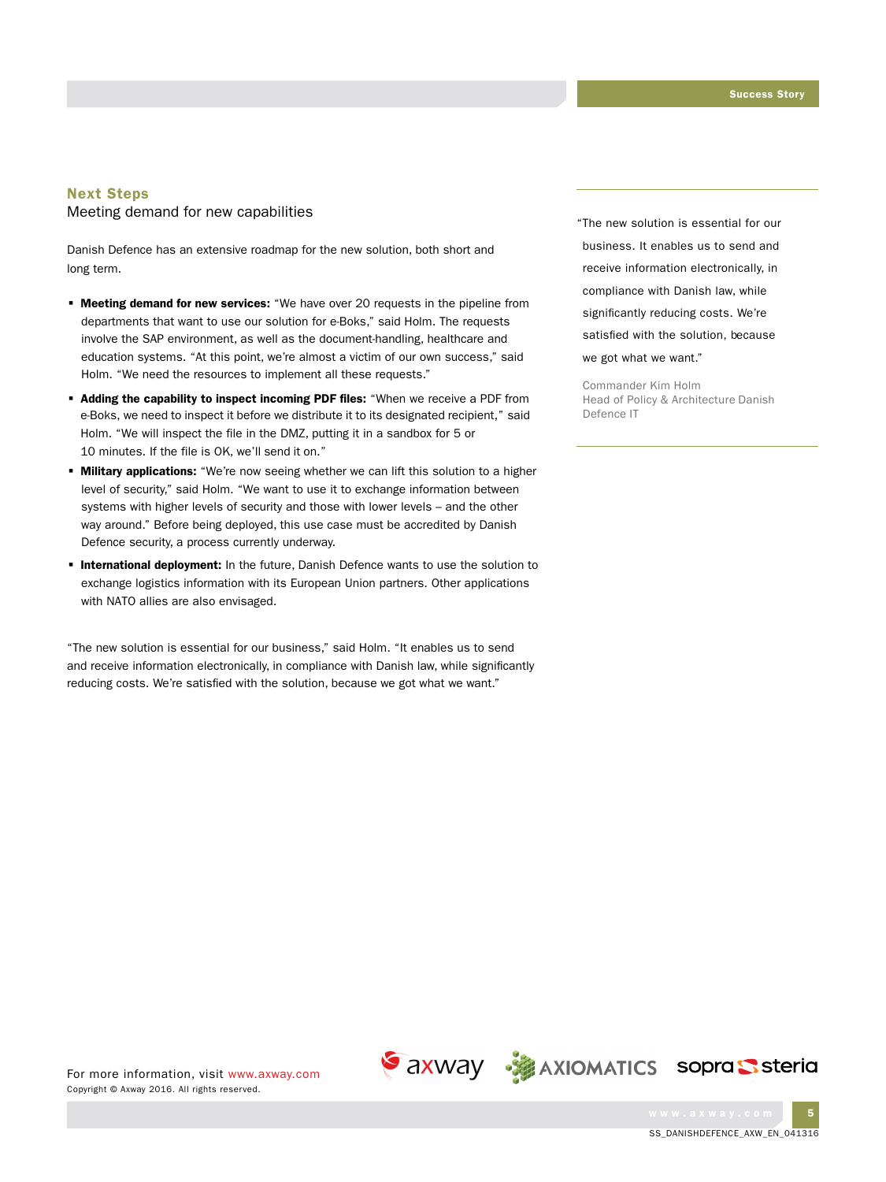## Next Steps

### Meeting demand for new capabilities

Danish Defence has an extensive roadmap for the new solution, both short and long term.

- **Meeting demand for new services:** "We have over 20 requests in the pipeline from departments that want to use our solution for e-Boks," said Holm. The requests involve the SAP environment, as well as the document-handling, healthcare and education systems. "At this point, we're almost a victim of our own success," said Holm. "We need the resources to implement all these requests."
- **Adding the capability to inspect incoming PDF files:** "When we receive a PDF from e-Boks, we need to inspect it before we distribute it to its designated recipient," said Holm. "We will inspect the file in the DMZ, putting it in a sandbox for 5 or 10 minutes. If the file is OK, we'll send it on."
- **Military applications:** "We're now seeing whether we can lift this solution to a higher level of security," said Holm. "We want to use it to exchange information between systems with higher levels of security and those with lower levels – and the other way around." Before being deployed, this use case must be accredited by Danish Defence security, a process currently underway.
- **International deployment:** In the future, Danish Defence wants to use the solution to exchange logistics information with its European Union partners. Other applications with NATO allies are also envisaged.

"The new solution is essential for our business," said Holm. "It enables us to send and receive information electronically, in compliance with Danish law, while significantly reducing costs. We're satisfied with the solution, because we got what we want."

> "The new solution is essential for our business. It enables us to send and receive information electronically, in compliance with Danish law, while significantly reducing costs. We're satisfied with the solution, because we got what we want."
>
> Commander Kim Holm
> Head of Policy & Architecture Danish Defence IT

For more information, visit www.axway.com

Copyright © Axway 2016. All rights reserved.

axway AXIOMATICS sopra steria

SS_DANISHDEFENCE_AXW_EN_041316